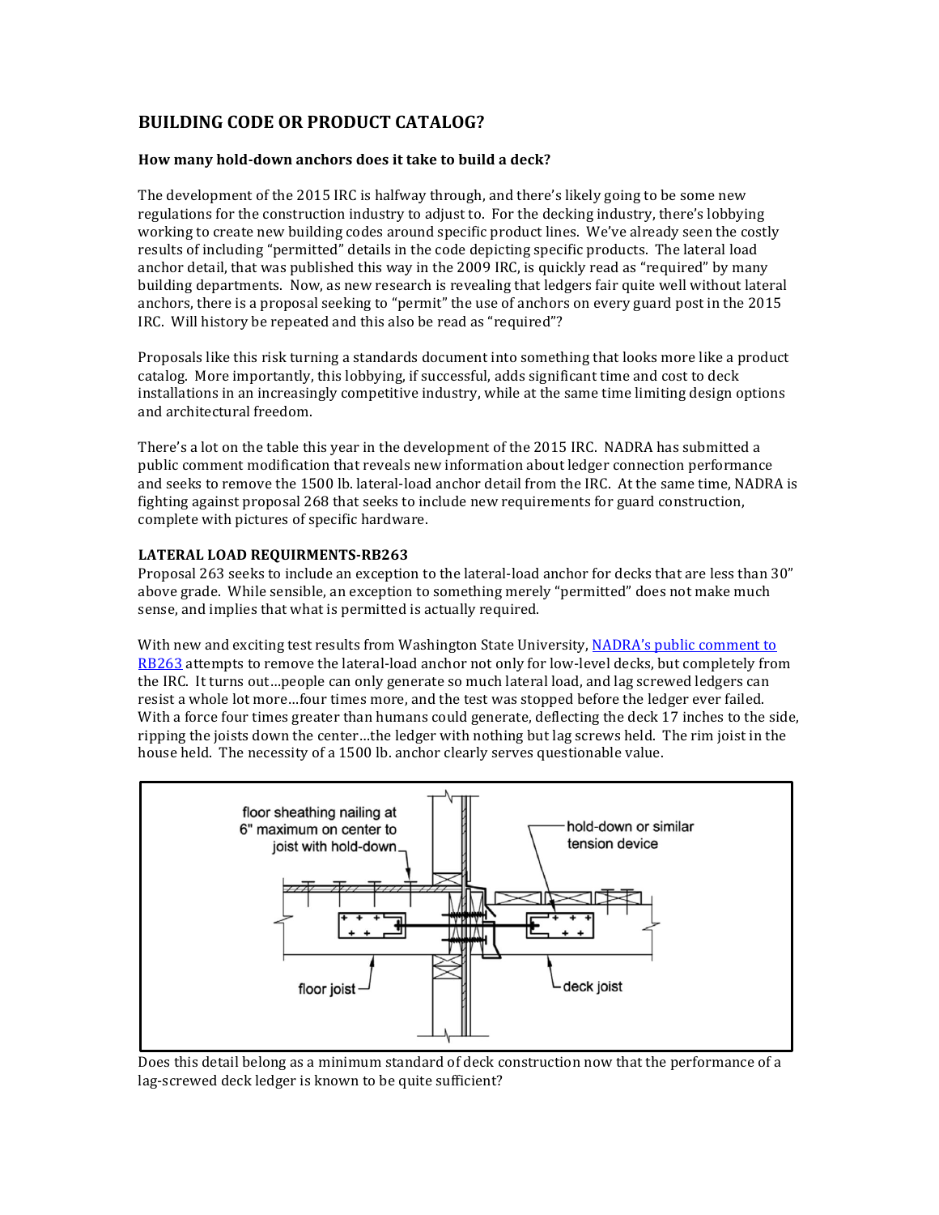## BUILDING CODE OR PRODUCT CATALOG?

**How many hold-down anchors does it take to build a deck?**

The development of the 2015 IRC is halfway through, and there's likely going to be some new regulations for the construction industry to adjust to. For the decking industry, there's lobbying working to create new building codes around specific product lines. We've already seen the costly results of including "permitted" details in the code depicting specific products. The lateral load anchor detail, that was published this way in the 2009 IRC, is quickly read as "required" by many building departments. Now, as new research is revealing that ledgers fair quite well without lateral anchors, there is a proposal seeking to "permit" the use of anchors on every guard post in the 2015 IRC. Will history be repeated and this also be read as "required"?

Proposals like this risk turning a standards document into something that looks more like a product catalog. More importantly, this lobbying, if successful, adds significant time and cost to deck installations in an increasingly competitive industry, while at the same time limiting design options and architectural freedom.

There's a lot on the table this year in the development of the 2015 IRC. NADRA has submitted a public comment modification that reveals new information about ledger connection performance and seeks to remove the 1500 lb. lateral-load anchor detail from the IRC. At the same time, NADRA is fighting against proposal 268 that seeks to include new requirements for guard construction, complete with pictures of specific hardware.

**LATERAL LOAD REQUIRMENTS-RB263**

Proposal 263 seeks to include an exception to the lateral-load anchor for decks that are less than 30" above grade. While sensible, an exception to something merely "permitted" does not make much sense, and implies that what is permitted is actually required.

With new and exciting test results from Washington State University, NADRA's public comment to RB263 attempts to remove the lateral-load anchor not only for low-level decks, but completely from the IRC. It turns out…people can only generate so much lateral load, and lag screwed ledgers can resist a whole lot more…four times more, and the test was stopped before the ledger ever failed. With a force four times greater than humans could generate, deflecting the deck 17 inches to the side, ripping the joists down the center…the ledger with nothing but lag screws held. The rim joist in the house held. The necessity of a 1500 lb. anchor clearly serves questionable value.

floor sheathing nailing at 6" maximum on center to joist with hold-down

hold-down or similar tension device

floor joist

deck joist

Does this detail belong as a minimum standard of deck construction now that the performance of a lag-screwed deck ledger is known to be quite sufficient?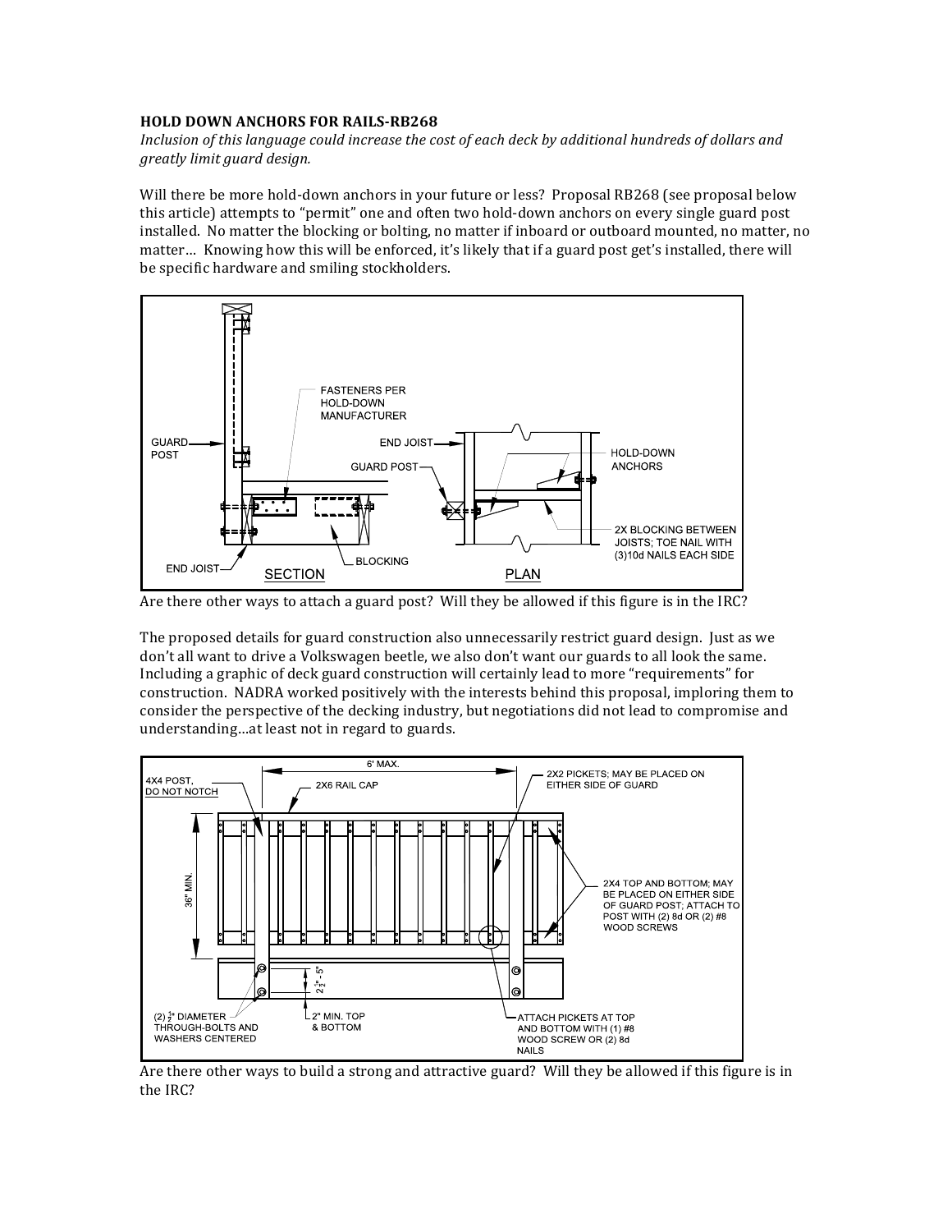**HOLD DOWN ANCHORS FOR RAILS-RB268**

*Inclusion of this language could increase the cost of each deck by additional hundreds of dollars and greatly limit guard design.*

Will there be more hold-down anchors in your future or less? Proposal RB268 (see proposal below this article) attempts to "permit" one and often two hold-down anchors on every single guard post installed. No matter the blocking or bolting, no matter if inboard or outboard mounted, no matter, no matter… Knowing how this will be enforced, it's likely that if a guard post get's installed, there will be specific hardware and smiling stockholders.

Are there other ways to attach a guard post? Will they be allowed if this figure is in the IRC?

The proposed details for guard construction also unnecessarily restrict guard design. Just as we don't all want to drive a Volkswagen beetle, we also don't want our guards to all look the same. Including a graphic of deck guard construction will certainly lead to more "requirements" for construction. NADRA worked positively with the interests behind this proposal, imploring them to consider the perspective of the decking industry, but negotiations did not lead to compromise and understanding…at least not in regard to guards.

Are there other ways to build a strong and attractive guard? Will they be allowed if this figure is in the IRC?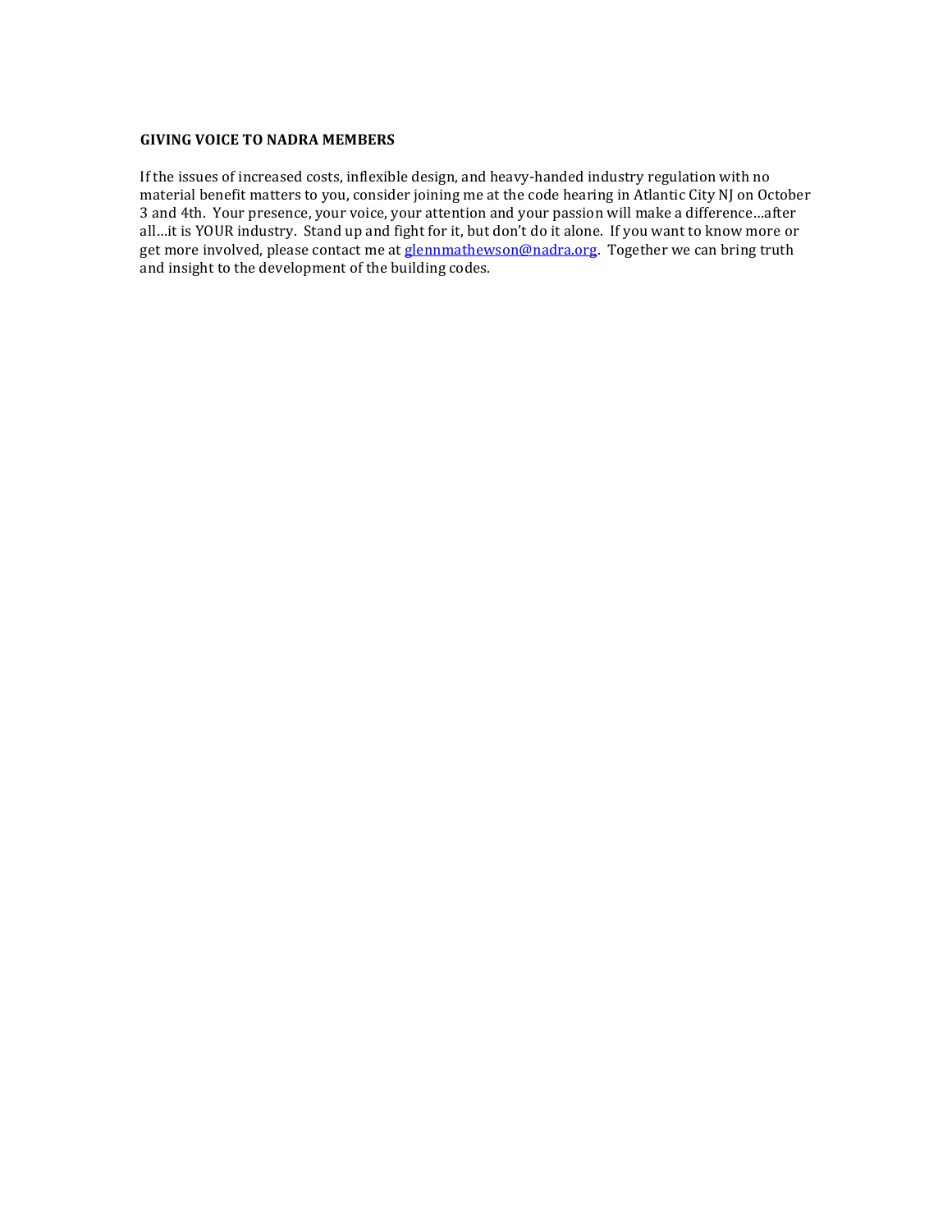**GIVING VOICE TO NADRA MEMBERS**

If the issues of increased costs, inflexible design, and heavy-handed industry regulation with no material benefit matters to you, consider joining me at the code hearing in Atlantic City NJ on October 3 and 4th. Your presence, your voice, your attention and your passion will make a difference…after all…it is YOUR industry. Stand up and fight for it, but don't do it alone. If you want to know more or get more involved, please contact me at glennmathewson@nadra.org. Together we can bring truth and insight to the development of the building codes.